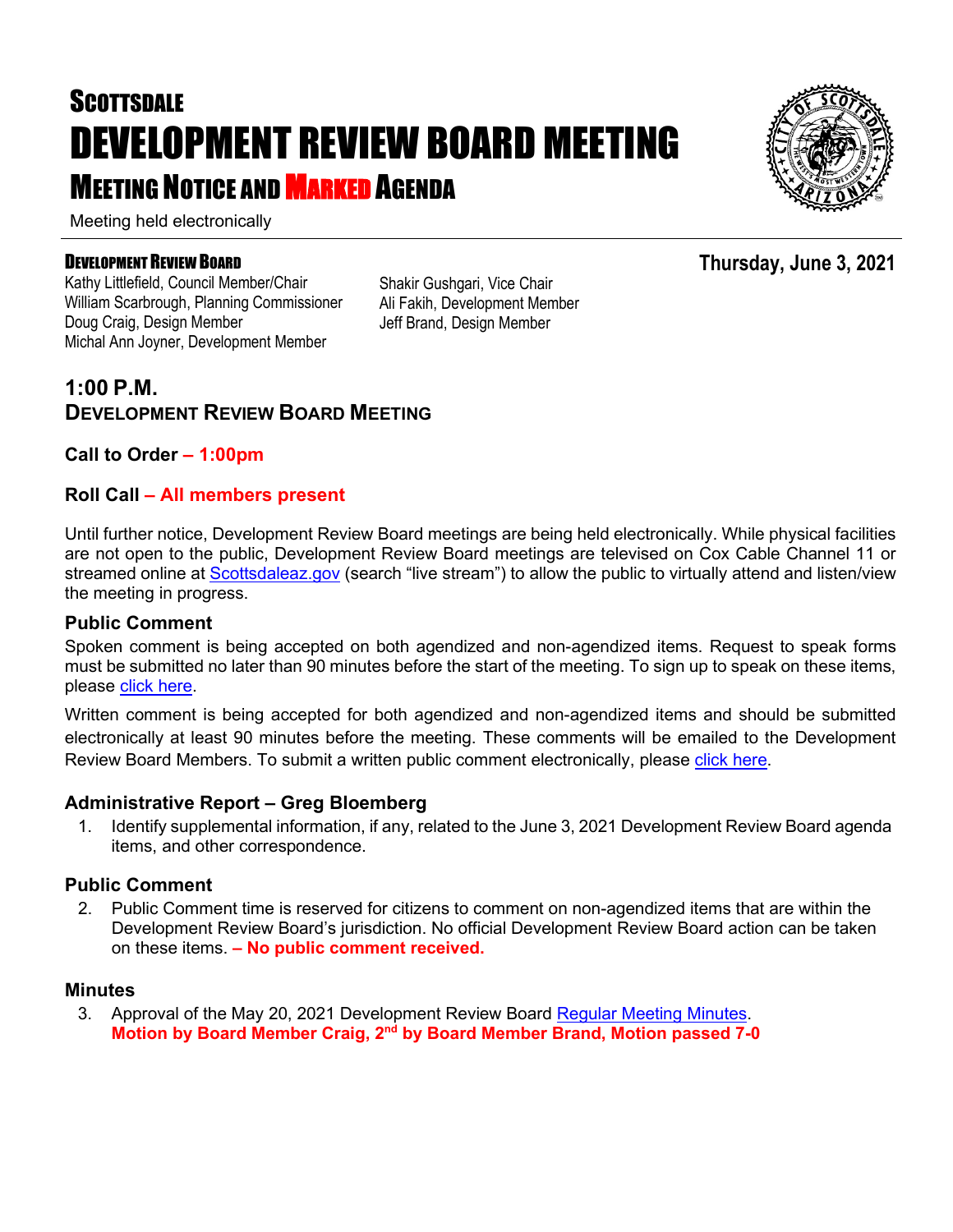# SCOTTSDALE
# DEVELOPMENT REVIEW BOARD MEETING
## MEETING NOTICE AND MARKED AGENDA

Meeting held electronically

**DEVELOPMENT REVIEW BOARD**

**Thursday, June 3, 2021**

Kathy Littlefield, Council Member/Chair
William Scarbrough, Planning Commissioner
Doug Craig, Design Member
Michal Ann Joyner, Development Member
Shakir Gushgari, Vice Chair
Ali Fakih, Development Member
Jeff Brand, Design Member

## 1:00 P.M.
## DEVELOPMENT REVIEW BOARD MEETING

### Call to Order – 1:00pm

### Roll Call – All members present

Until further notice, Development Review Board meetings are being held electronically. While physical facilities are not open to the public, Development Review Board meetings are televised on Cox Cable Channel 11 or streamed online at Scottsdaleaz.gov (search "live stream") to allow the public to virtually attend and listen/view the meeting in progress.

### Public Comment

Spoken comment is being accepted on both agendized and non-agendized items. Request to speak forms must be submitted no later than 90 minutes before the start of the meeting. To sign up to speak on these items, please click here.

Written comment is being accepted for both agendized and non-agendized items and should be submitted electronically at least 90 minutes before the meeting. These comments will be emailed to the Development Review Board Members. To submit a written public comment electronically, please click here.

### Administrative Report – Greg Bloemberg

1. Identify supplemental information, if any, related to the June 3, 2021 Development Review Board agenda items, and other correspondence.

### Public Comment

2. Public Comment time is reserved for citizens to comment on non-agendized items that are within the Development Review Board's jurisdiction. No official Development Review Board action can be taken on these items. **– No public comment received.**

### Minutes

3. Approval of the May 20, 2021 Development Review Board Regular Meeting Minutes.
**Motion by Board Member Craig, 2nd by Board Member Brand, Motion passed 7-0**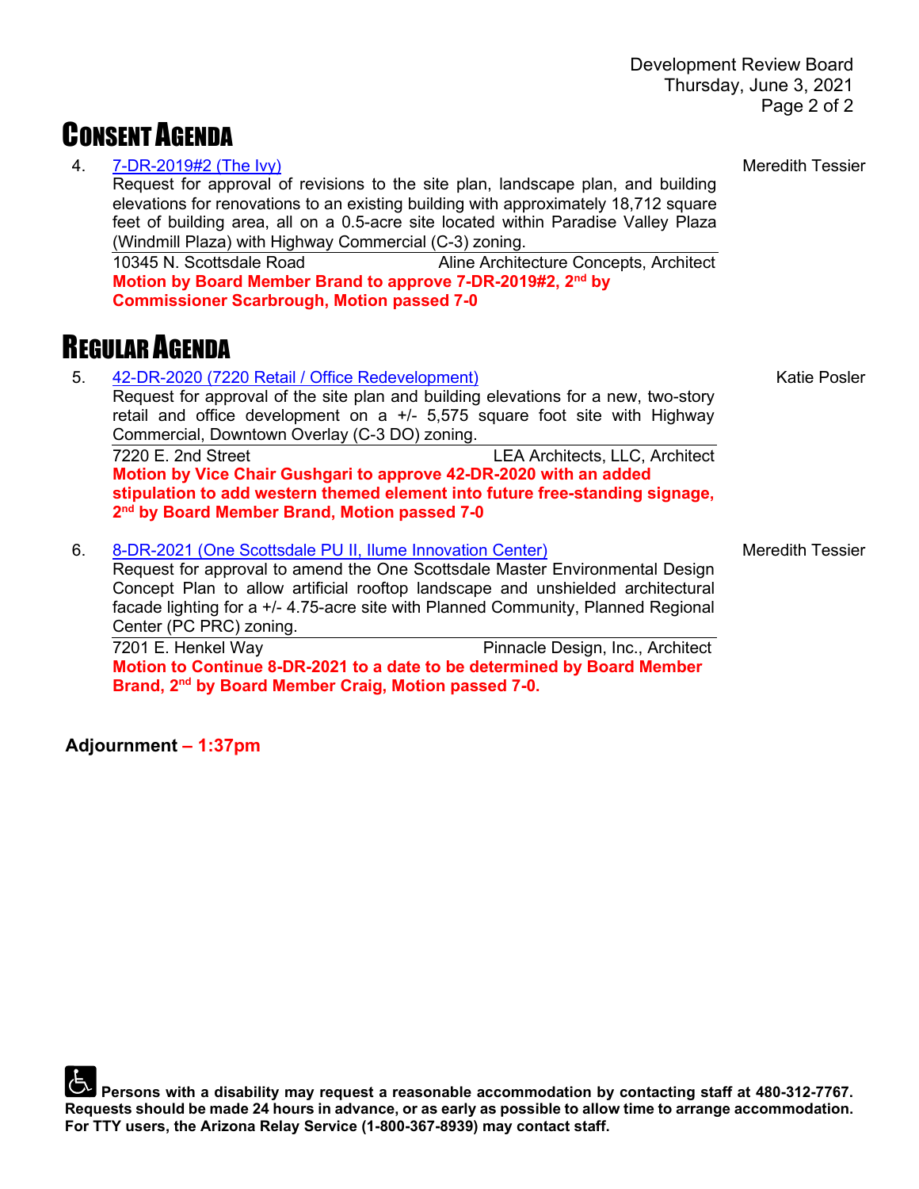## CONSENT AGENDA

4. 7-DR-2019#2 (The Ivy) — Meredith Tessier

   Request for approval of revisions to the site plan, landscape plan, and building elevations for renovations to an existing building with approximately 18,712 square feet of building area, all on a 0.5-acre site located within Paradise Valley Plaza (Windmill Plaza) with Highway Commercial (C-3) zoning.

   10345 N. Scottsdale Road — Aline Architecture Concepts, Architect

   **Motion by Board Member Brand to approve 7-DR-2019#2, 2nd by Commissioner Scarbrough, Motion passed 7-0**

## REGULAR AGENDA

5. 42-DR-2020 (7220 Retail / Office Redevelopment) — Katie Posler

   Request for approval of the site plan and building elevations for a new, two-story retail and office development on a +/- 5,575 square foot site with Highway Commercial, Downtown Overlay (C-3 DO) zoning.

   7220 E. 2nd Street — LEA Architects, LLC, Architect

   **Motion by Vice Chair Gushgari to approve 42-DR-2020 with an added stipulation to add western themed element into future free-standing signage, 2nd by Board Member Brand, Motion passed 7-0**

6. 8-DR-2021 (One Scottsdale PU II, Ilume Innovation Center) — Meredith Tessier

   Request for approval to amend the One Scottsdale Master Environmental Design Concept Plan to allow artificial rooftop landscape and unshielded architectural facade lighting for a +/- 4.75-acre site with Planned Community, Planned Regional Center (PC PRC) zoning.

   7201 E. Henkel Way — Pinnacle Design, Inc., Architect

   **Motion to Continue 8-DR-2021 to a date to be determined by Board Member Brand, 2nd by Board Member Craig, Motion passed 7-0.**

**Adjournment – 1:37pm**

**Persons with a disability may request a reasonable accommodation by contacting staff at 480-312-7767. Requests should be made 24 hours in advance, or as early as possible to allow time to arrange accommodation. For TTY users, the Arizona Relay Service (1-800-367-8939) may contact staff.**